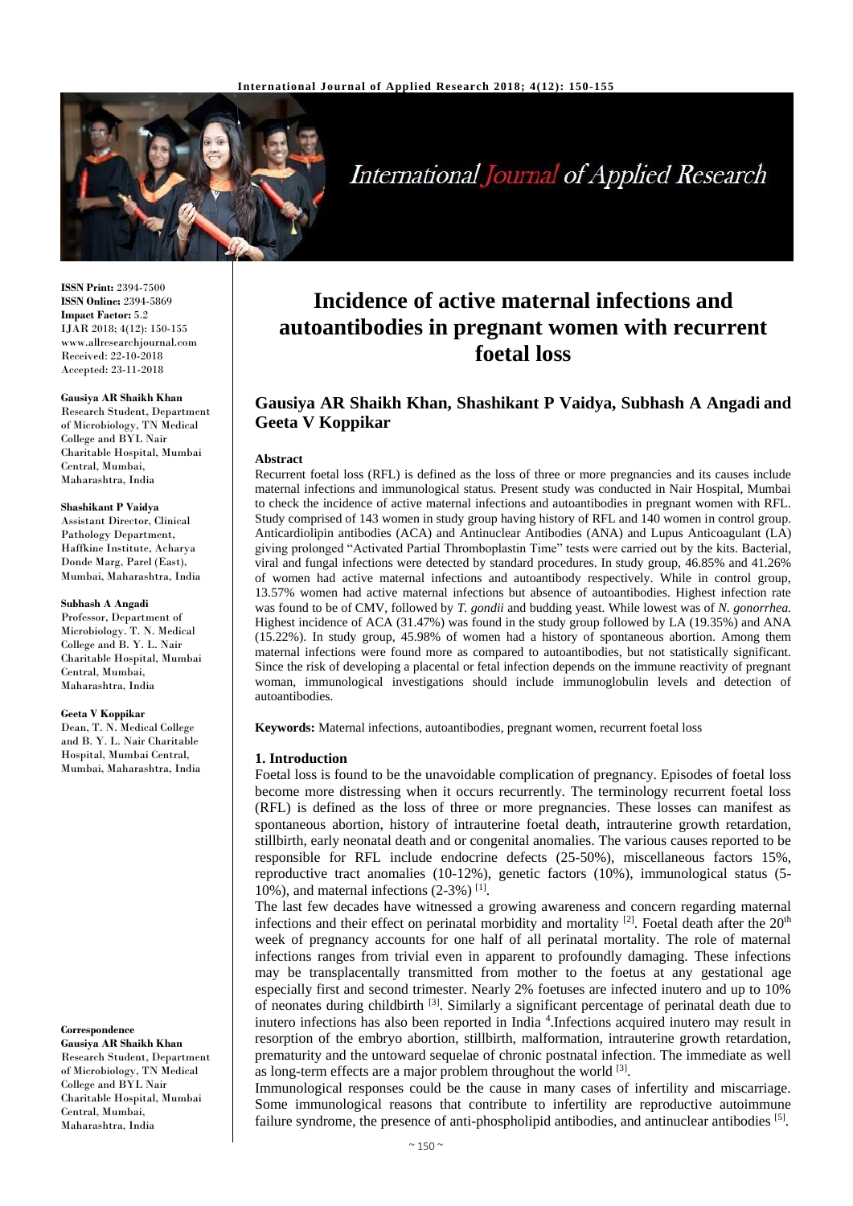# Incidence of active maternal infections and autoantibodies in pregnant women with recurrent foetal loss

## Gausiya AR Shaikh Khan, Shashikant P Vaidya, Subhash A Angadi and Geeta V Koppikar

**ISSN Print:** 2394-7500
**ISSN Online:** 2394-5869
**Impact Factor:** 5.2
IJAR 2018; 4(12): 150-155
www.allresearchjournal.com
Received: 22-10-2018
Accepted: 23-11-2018

**Gausiya AR Shaikh Khan**
Research Student, Department of Microbiology, TN Medical College and BYL Nair Charitable Hospital, Mumbai Central, Mumbai, Maharashtra, India

**Shashikant P Vaidya**
Assistant Director, Clinical Pathology Department, Haffkine Institute, Acharya Donde Marg, Parel (East), Mumbai, Maharashtra, India

**Subhash A Angadi**
Professor, Department of Microbiology. T. N. Medical College and B. Y. L. Nair Charitable Hospital, Mumbai Central, Mumbai, Maharashtra, India

**Geeta V Koppikar**
Dean, T. N. Medical College and B. Y. L. Nair Charitable Hospital, Mumbai Central, Mumbai, Maharashtra, India

**Correspondence**
**Gausiya AR Shaikh Khan**
Research Student, Department of Microbiology, TN Medical College and BYL Nair Charitable Hospital, Mumbai Central, Mumbai, Maharashtra, India

### Abstract

Recurrent foetal loss (RFL) is defined as the loss of three or more pregnancies and its causes include maternal infections and immunological status. Present study was conducted in Nair Hospital, Mumbai to check the incidence of active maternal infections and autoantibodies in pregnant women with RFL. Study comprised of 143 women in study group having history of RFL and 140 women in control group. Anticardiolipin antibodies (ACA) and Antinuclear Antibodies (ANA) and Lupus Anticoagulant (LA) giving prolonged "Activated Partial Thromboplastin Time" tests were carried out by the kits. Bacterial, viral and fungal infections were detected by standard procedures. In study group, 46.85% and 41.26% of women had active maternal infections and autoantibody respectively. While in control group, 13.57% women had active maternal infections but absence of autoantibodies. Highest infection rate was found to be of CMV, followed by *T. gondii* and budding yeast. While lowest was of *N. gonorrhea.* Highest incidence of ACA (31.47%) was found in the study group followed by LA (19.35%) and ANA (15.22%). In study group, 45.98% of women had a history of spontaneous abortion. Among them maternal infections were found more as compared to autoantibodies, but not statistically significant. Since the risk of developing a placental or fetal infection depends on the immune reactivity of pregnant woman, immunological investigations should include immunoglobulin levels and detection of autoantibodies.

**Keywords:** Maternal infections, autoantibodies, pregnant women, recurrent foetal loss

### 1. Introduction

Foetal loss is found to be the unavoidable complication of pregnancy. Episodes of foetal loss become more distressing when it occurs recurrently. The terminology recurrent foetal loss (RFL) is defined as the loss of three or more pregnancies. These losses can manifest as spontaneous abortion, history of intrauterine foetal death, intrauterine growth retardation, stillbirth, early neonatal death and or congenital anomalies. The various causes reported to be responsible for RFL include endocrine defects (25-50%), miscellaneous factors 15%, reproductive tract anomalies (10-12%), genetic factors (10%), immunological status (5-10%), and maternal infections (2-3%) [1].

The last few decades have witnessed a growing awareness and concern regarding maternal infections and their effect on perinatal morbidity and mortality [2]. Foetal death after the 20th week of pregnancy accounts for one half of all perinatal mortality. The role of maternal infections ranges from trivial even in apparent to profoundly damaging. These infections may be transplacentally transmitted from mother to the foetus at any gestational age especially first and second trimester. Nearly 2% foetuses are infected inutero and up to 10% of neonates during childbirth [3]. Similarly a significant percentage of perinatal death due to inutero infections has also been reported in India [4].Infections acquired inutero may result in resorption of the embryo abortion, stillbirth, malformation, intrauterine growth retardation, prematurity and the untoward sequelae of chronic postnatal infection. The immediate as well as long-term effects are a major problem throughout the world [3].

Immunological responses could be the cause in many cases of infertility and miscarriage. Some immunological reasons that contribute to infertility are reproductive autoimmune failure syndrome, the presence of anti-phospholipid antibodies, and antinuclear antibodies [5].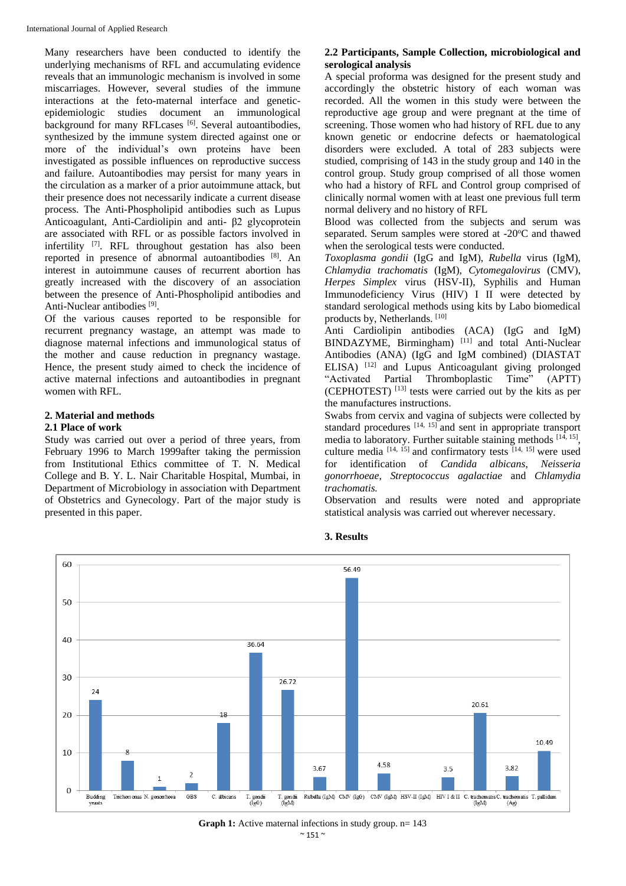Many researchers have been conducted to identify the underlying mechanisms of RFL and accumulating evidence reveals that an immunologic mechanism is involved in some miscarriages. However, several studies of the immune interactions at the feto-maternal interface and genetic-epidemiologic studies document an immunological background for many RFLcases [6]. Several autoantibodies, synthesized by the immune system directed against one or more of the individual's own proteins have been investigated as possible influences on reproductive success and failure. Autoantibodies may persist for many years in the circulation as a marker of a prior autoimmune attack, but their presence does not necessarily indicate a current disease process. The Anti-Phospholipid antibodies such as Lupus Anticoagulant, Anti-Cardiolipin and anti- β2 glycoprotein are associated with RFL or as possible factors involved in infertility [7]. RFL throughout gestation has also been reported in presence of abnormal autoantibodies [8]. An interest in autoimmune causes of recurrent abortion has greatly increased with the discovery of an association between the presence of Anti-Phospholipid antibodies and Anti-Nuclear antibodies [9].

Of the various causes reported to be responsible for recurrent pregnancy wastage, an attempt was made to diagnose maternal infections and immunological status of the mother and cause reduction in pregnancy wastage. Hence, the present study aimed to check the incidence of active maternal infections and autoantibodies in pregnant women with RFL.

## 2. Material and methods

### 2.1 Place of work

Study was carried out over a period of three years, from February 1996 to March 1999after taking the permission from Institutional Ethics committee of T. N. Medical College and B. Y. L. Nair Charitable Hospital, Mumbai, in Department of Microbiology in association with Department of Obstetrics and Gynecology. Part of the major study is presented in this paper.

### 2.2 Participants, Sample Collection, microbiological and serological analysis

A special proforma was designed for the present study and accordingly the obstetric history of each woman was recorded. All the women in this study were between the reproductive age group and were pregnant at the time of screening. Those women who had history of RFL due to any known genetic or endocrine defects or haematological disorders were excluded. A total of 283 subjects were studied, comprising of 143 in the study group and 140 in the control group. Study group comprised of all those women who had a history of RFL and Control group comprised of clinically normal women with at least one previous full term normal delivery and no history of RFL

Blood was collected from the subjects and serum was separated. Serum samples were stored at -20°C and thawed when the serological tests were conducted.

*Toxoplasma gondii* (IgG and IgM), *Rubella* virus (IgM), *Chlamydia trachomatis* (IgM), *Cytomegalovirus* (CMV), *Herpes Simplex* virus (HSV-II), Syphilis and Human Immunodeficiency Virus (HIV) I II were detected by standard serological methods using kits by Labo biomedical products by, Netherlands. [10]

Anti Cardiolipin antibodies (ACA) (IgG and IgM) BINDAZYME, Birmingham) [11] and total Anti-Nuclear Antibodies (ANA) (IgG and IgM combined) (DIASTAT ELISA) [12] and Lupus Anticoagulant giving prolonged "Activated Partial Thromboplastic Time" (APTT) (CEPHOTEST) [13] tests were carried out by the kits as per the manufactures instructions.

Swabs from cervix and vagina of subjects were collected by standard procedures [14, 15] and sent in appropriate transport media to laboratory. Further suitable staining methods [14, 15], culture media [14, 15] and confirmatory tests [14, 15] were used for identification of *Candida albicans*, *Neisseria gonorrhoeae*, *Streptococcus agalactiae* and *Chlamydia trachomatis.*

Observation and results were noted and appropriate statistical analysis was carried out wherever necessary.

## 3. Results

| Infection | % |
|---|---|
| Budding yeasts | 24 |
| Trichomonas | 8 |
| N. gonorrhoea | 1 |
| GBS | 2 |
| C. albicans | 18 |
| T. gondii (IgG) | 36.64 |
| T. gondii (IgM) | 26.72 |
| Rubella (IgM) | 3.67 |
| CMV (IgG) | 56.49 |
| CMV (IgM) | 4.58 |
| HSV-II (IgM) | |
| HIV I & II | 3.5 |
| C. trachomatis (IgM) | 20.61 |
| C. trachomatis (Ag) | 3.82 |
| T. pallidum | 10.49 |

**Graph 1:** Active maternal infections in study group. n= 143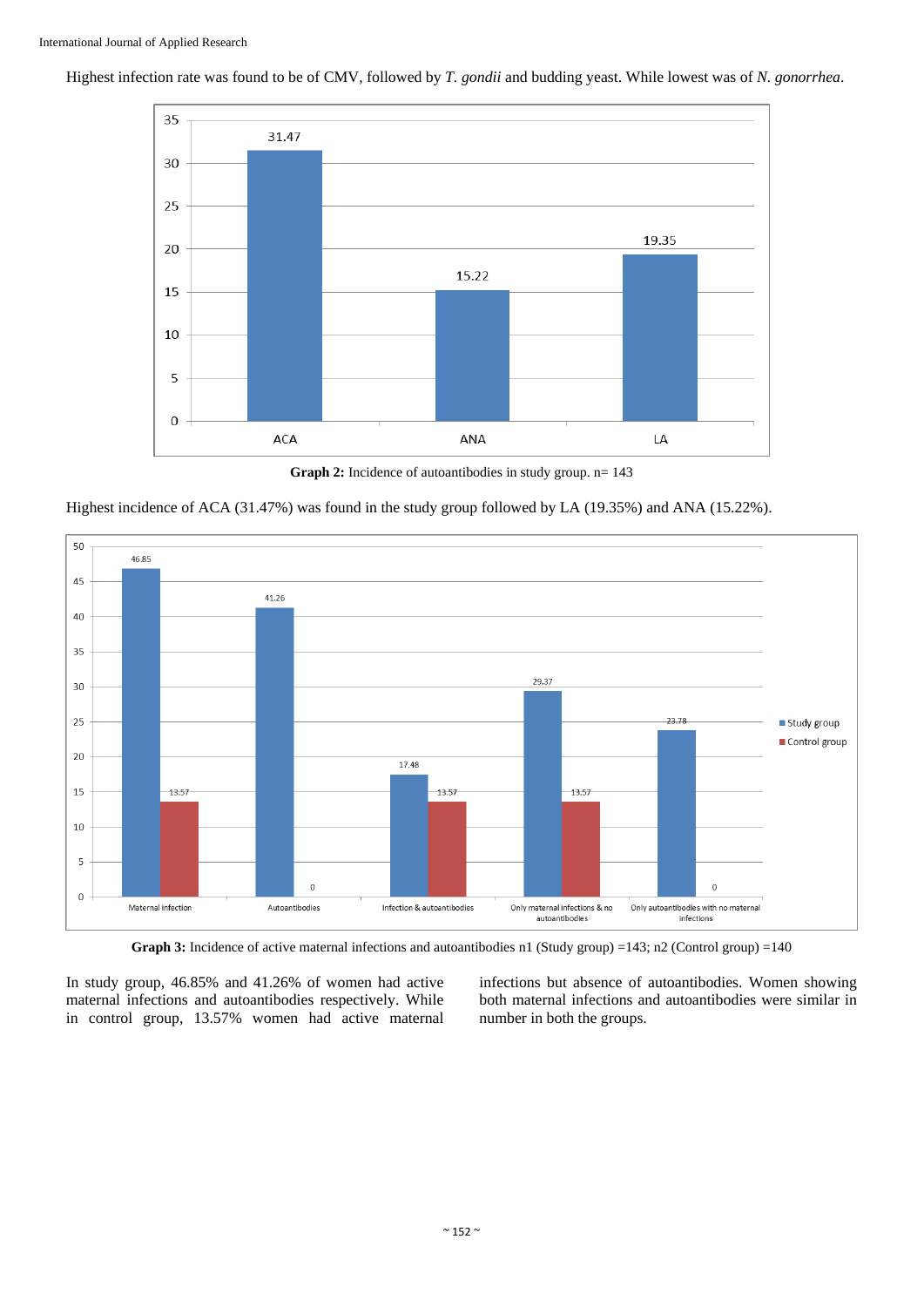Highest infection rate was found to be of CMV, followed by *T. gondii* and budding yeast. While lowest was of *N. gonorrhea*.

| | ACA | ANA | LA |
|---|---|---|---|
| Incidence (%) | 31.47 | 15.22 | 19.35 |

**Graph 2:** Incidence of autoantibodies in study group. n= 143

Highest incidence of ACA (31.47%) was found in the study group followed by LA (19.35%) and ANA (15.22%).

| | Maternal infection | Autoantibodies | Infection & autoantibodies | Only maternal infections & no autoantibodies | Only autoantibodies with no maternal infections |
|---|---|---|---|---|---|
| Study group | 46.85 | 41.26 | 17.48 | 29.37 | 23.78 |
| Control group | 13.57 | 0 | 13.57 | 13.57 | 0 |

**Graph 3:** Incidence of active maternal infections and autoantibodies n1 (Study group) =143; n2 (Control group) =140

In study group, 46.85% and 41.26% of women had active maternal infections and autoantibodies respectively. While in control group, 13.57% women had active maternal infections but absence of autoantibodies. Women showing both maternal infections and autoantibodies were similar in number in both the groups.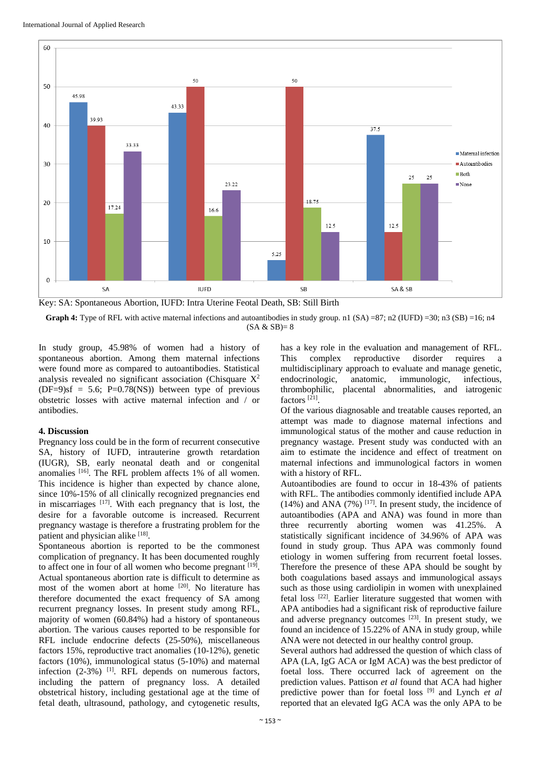Key: SA: Spontaneous Abortion, IUFD: Intra Uterine Feotal Death, SB: Still Birth

**Graph 4:** Type of RFL with active maternal infections and autoantibodies in study group. n1 (SA) =87; n2 (IUFD) =30; n3 (SB) =16; n4 (SA & SB)= 8

In study group, 45.98% of women had a history of spontaneous abortion. Among them maternal infections were found more as compared to autoantibodies. Statistical analysis revealed no significant association (Chisquare $X^2$ (DF=9)sf = 5.6; P=0.78(NS)) between type of previous obstetric losses with active maternal infection and / or antibodies.

## 4. Discussion

Pregnancy loss could be in the form of recurrent consecutive SA, history of IUFD, intrauterine growth retardation (IUGR), SB, early neonatal death and or congenital anomalies [16]. The RFL problem affects 1% of all women. This incidence is higher than expected by chance alone, since 10%-15% of all clinically recognized pregnancies end in miscarriages [17]. With each pregnancy that is lost, the desire for a favorable outcome is increased. Recurrent pregnancy wastage is therefore a frustrating problem for the patient and physician alike [18].

Spontaneous abortion is reported to be the commonest complication of pregnancy. It has been documented roughly to affect one in four of all women who become pregnant [19]. Actual spontaneous abortion rate is difficult to determine as most of the women abort at home [20]. No literature has therefore documented the exact frequency of SA among recurrent pregnancy losses. In present study among RFL, majority of women (60.84%) had a history of spontaneous abortion. The various causes reported to be responsible for RFL include endocrine defects (25-50%), miscellaneous factors 15%, reproductive tract anomalies (10-12%), genetic factors (10%), immunological status (5-10%) and maternal infection (2-3%) [1]. RFL depends on numerous factors, including the pattern of pregnancy loss. A detailed obstetrical history, including gestational age at the time of fetal death, ultrasound, pathology, and cytogenetic results, has a key role in the evaluation and management of RFL. This complex reproductive disorder requires a multidisciplinary approach to evaluate and manage genetic, endocrinologic, anatomic, immunologic, infectious, thrombophilic, placental abnormalities, and iatrogenic factors [21].

Of the various diagnosable and treatable causes reported, an attempt was made to diagnose maternal infections and immunological status of the mother and cause reduction in pregnancy wastage. Present study was conducted with an aim to estimate the incidence and effect of treatment on maternal infections and immunological factors in women with a history of RFL.

Autoantibodies are found to occur in 18-43% of patients with RFL. The antibodies commonly identified include APA (14%) and ANA (7%) [17]. In present study, the incidence of autoantibodies (APA and ANA) was found in more than three recurrently aborting women was 41.25%. A statistically significant incidence of 34.96% of APA was found in study group. Thus APA was commonly found etiology in women suffering from recurrent foetal losses. Therefore the presence of these APA should be sought by both coagulations based assays and immunological assays such as those using cardiolipin in women with unexplained fetal loss [22]. Earlier literature suggested that women with APA antibodies had a significant risk of reproductive failure and adverse pregnancy outcomes [23]. In present study, we found an incidence of 15.22% of ANA in study group, while ANA were not detected in our healthy control group.

Several authors had addressed the question of which class of APA (LA, IgG ACA or IgM ACA) was the best predictor of foetal loss. There occurred lack of agreement on the prediction values. Pattison *et al* found that ACA had higher predictive power than for foetal loss [9] and Lynch *et al* reported that an elevated IgG ACA was the only APA to be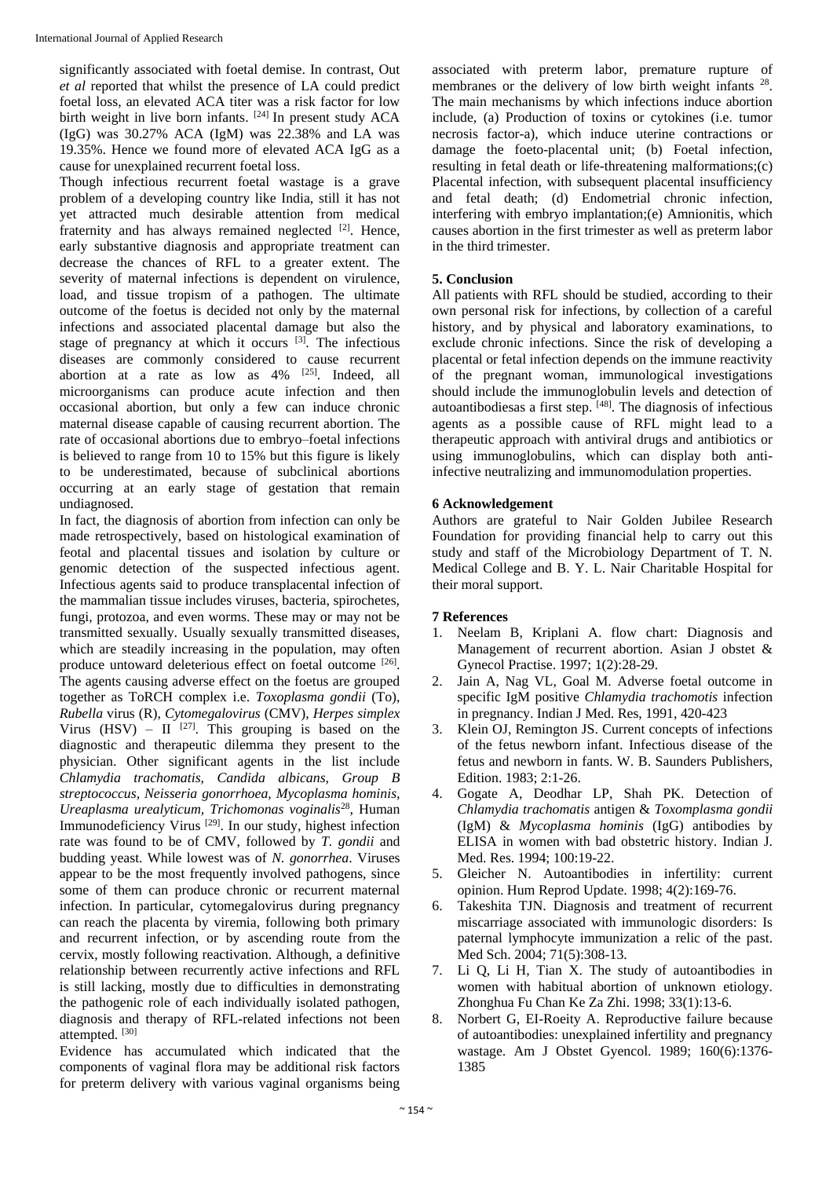significantly associated with foetal demise. In contrast, Out *et al* reported that whilst the presence of LA could predict foetal loss, an elevated ACA titer was a risk factor for low birth weight in live born infants. [24] In present study ACA (IgG) was 30.27% ACA (IgM) was 22.38% and LA was 19.35%. Hence we found more of elevated ACA IgG as a cause for unexplained recurrent foetal loss.

Though infectious recurrent foetal wastage is a grave problem of a developing country like India, still it has not yet attracted much desirable attention from medical fraternity and has always remained neglected [2]. Hence, early substantive diagnosis and appropriate treatment can decrease the chances of RFL to a greater extent. The severity of maternal infections is dependent on virulence, load, and tissue tropism of a pathogen. The ultimate outcome of the foetus is decided not only by the maternal infections and associated placental damage but also the stage of pregnancy at which it occurs [3]. The infectious diseases are commonly considered to cause recurrent abortion at a rate as low as 4% [25]. Indeed, all microorganisms can produce acute infection and then occasional abortion, but only a few can induce chronic maternal disease capable of causing recurrent abortion. The rate of occasional abortions due to embryo–foetal infections is believed to range from 10 to 15% but this figure is likely to be underestimated, because of subclinical abortions occurring at an early stage of gestation that remain undiagnosed.

In fact, the diagnosis of abortion from infection can only be made retrospectively, based on histological examination of feotal and placental tissues and isolation by culture or genomic detection of the suspected infectious agent. Infectious agents said to produce transplacental infection of the mammalian tissue includes viruses, bacteria, spirochetes, fungi, protozoa, and even worms. These may or may not be transmitted sexually. Usually sexually transmitted diseases, which are steadily increasing in the population, may often produce untoward deleterious effect on foetal outcome [26]. The agents causing adverse effect on the foetus are grouped together as ToRCH complex i.e. *Toxoplasma gondii* (To), *Rubella* virus (R), *Cytomegalovirus* (CMV), *Herpes simplex* Virus (HSV) – II [27]. This grouping is based on the diagnostic and therapeutic dilemma they present to the physician. Other significant agents in the list include *Chlamydia trachomatis*, *Candida albicans, Group B streptococcus, Neisseria gonorrhoea, Mycoplasma hominis, Ureaplasma urealyticum, Trichomonas voginalis*[28], Human Immunodeficiency Virus [29]. In our study, highest infection rate was found to be of CMV, followed by *T. gondii* and budding yeast. While lowest was of *N. gonorrhea*. Viruses appear to be the most frequently involved pathogens, since some of them can produce chronic or recurrent maternal infection. In particular, cytomegalovirus during pregnancy can reach the placenta by viremia, following both primary and recurrent infection, or by ascending route from the cervix, mostly following reactivation. Although, a definitive relationship between recurrently active infections and RFL is still lacking, mostly due to difficulties in demonstrating the pathogenic role of each individually isolated pathogen, diagnosis and therapy of RFL-related infections not been attempted. [30]

Evidence has accumulated which indicated that the components of vaginal flora may be additional risk factors for preterm delivery with various vaginal organisms being associated with preterm labor, premature rupture of membranes or the delivery of low birth weight infants [28]. The main mechanisms by which infections induce abortion include, (a) Production of toxins or cytokines (i.e. tumor necrosis factor-a), which induce uterine contractions or damage the foeto-placental unit; (b) Foetal infection, resulting in fetal death or life-threatening malformations;(c) Placental infection, with subsequent placental insufficiency and fetal death; (d) Endometrial chronic infection, interfering with embryo implantation;(e) Amnionitis, which causes abortion in the first trimester as well as preterm labor in the third trimester.

## 5. Conclusion

All patients with RFL should be studied, according to their own personal risk for infections, by collection of a careful history, and by physical and laboratory examinations, to exclude chronic infections. Since the risk of developing a placental or fetal infection depends on the immune reactivity of the pregnant woman, immunological investigations should include the immunoglobulin levels and detection of autoantibodiesas a first step. [48]. The diagnosis of infectious agents as a possible cause of RFL might lead to a therapeutic approach with antiviral drugs and antibiotics or using immunoglobulins, which can display both anti-infective neutralizing and immunomodulation properties.

## 6 Acknowledgement

Authors are grateful to Nair Golden Jubilee Research Foundation for providing financial help to carry out this study and staff of the Microbiology Department of T. N. Medical College and B. Y. L. Nair Charitable Hospital for their moral support.

## 7 References

1. Neelam B, Kriplani A. flow chart: Diagnosis and Management of recurrent abortion. Asian J obstet & Gynecol Practise. 1997; 1(2):28-29.
2. Jain A, Nag VL, Goal M. Adverse foetal outcome in specific IgM positive *Chlamydia trachomotis* infection in pregnancy. Indian J Med. Res, 1991, 420-423
3. Klein OJ, Remington JS. Current concepts of infections of the fetus newborn infant. Infectious disease of the fetus and newborn in fants. W. B. Saunders Publishers, Edition. 1983; 2:1-26.
4. Gogate A, Deodhar LP, Shah PK. Detection of *Chlamydia trachomatis* antigen & *Toxomplasma gondii* (IgM) & *Mycoplasma hominis* (IgG) antibodies by ELISA in women with bad obstetric history. Indian J. Med. Res. 1994; 100:19-22.
5. Gleicher N. Autoantibodies in infertility: current opinion. Hum Reprod Update. 1998; 4(2):169-76.
6. Takeshita TJN. Diagnosis and treatment of recurrent miscarriage associated with immunologic disorders: Is paternal lymphocyte immunization a relic of the past. Med Sch. 2004; 71(5):308-13.
7. Li Q, Li H, Tian X. The study of autoantibodies in women with habitual abortion of unknown etiology. Zhonghua Fu Chan Ke Za Zhi. 1998; 33(1):13-6.
8. Norbert G, EI-Roeity A. Reproductive failure because of autoantibodies: unexplained infertility and pregnancy wastage. Am J Obstet Gyencol. 1989; 160(6):1376-1385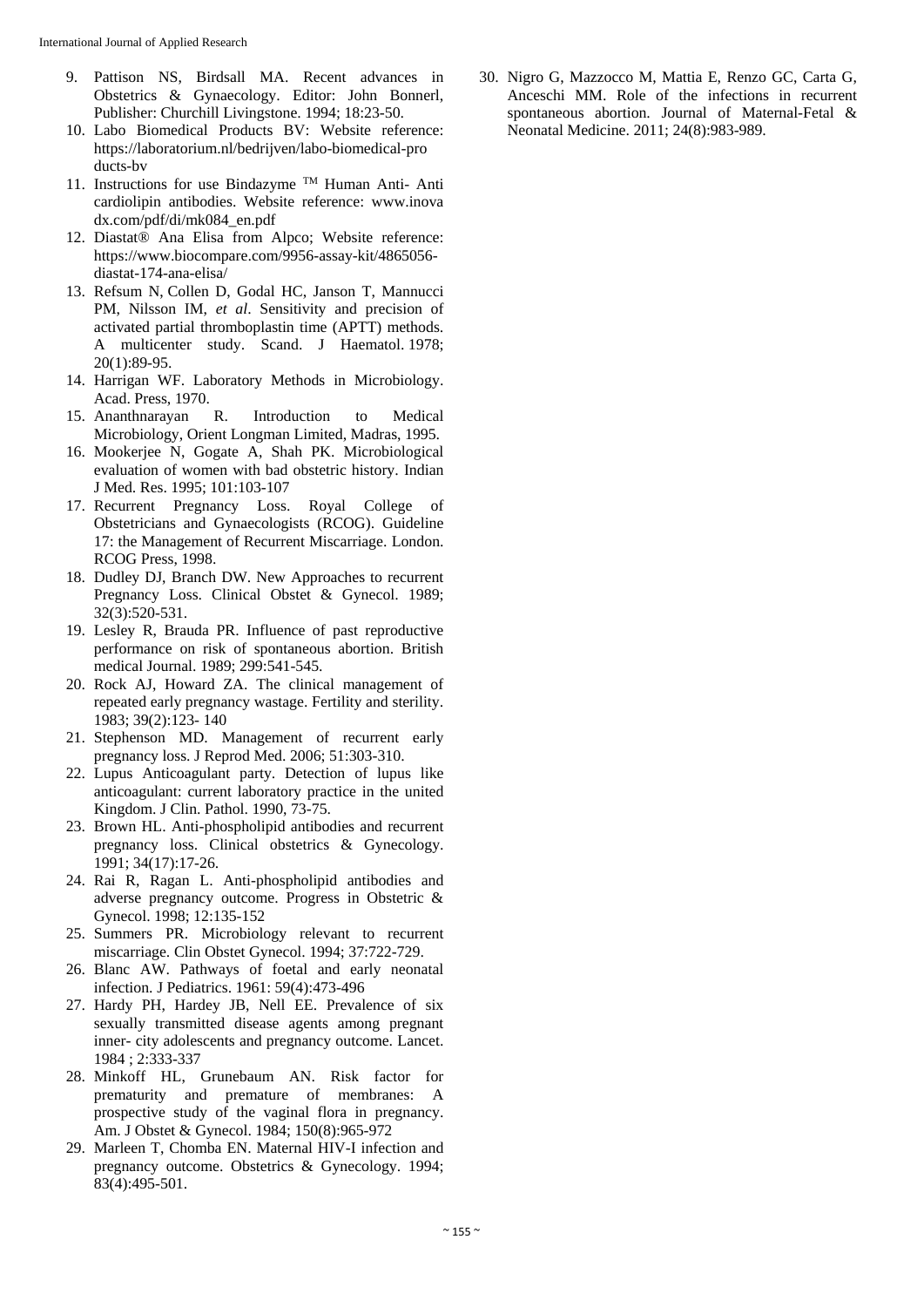9. Pattison NS, Birdsall MA. Recent advances in Obstetrics & Gynaecology. Editor: John Bonnerl, Publisher: Churchill Livingstone. 1994; 18:23-50.
10. Labo Biomedical Products BV: Website reference: https://laboratorium.nl/bedrijven/labo-biomedical-products-bv
11. Instructions for use Bindazyme TM Human Anti- Anti cardiolipin antibodies. Website reference: www.inovadx.com/pdf/di/mk084_en.pdf
12. Diastat® Ana Elisa from Alpco; Website reference: https://www.biocompare.com/9956-assay-kit/4865056-diastat-174-ana-elisa/
13. Refsum N, Collen D, Godal HC, Janson T, Mannucci PM, Nilsson IM, *et al*. Sensitivity and precision of activated partial thromboplastin time (APTT) methods. A multicenter study. Scand. J Haematol. 1978; 20(1):89-95.
14. Harrigan WF. Laboratory Methods in Microbiology. Acad. Press, 1970.
15. Ananthnarayan R. Introduction to Medical Microbiology, Orient Longman Limited, Madras, 1995.
16. Mookerjee N, Gogate A, Shah PK. Microbiological evaluation of women with bad obstetric history. Indian J Med. Res. 1995; 101:103-107
17. Recurrent Pregnancy Loss. Royal College of Obstetricians and Gynaecologists (RCOG). Guideline 17: the Management of Recurrent Miscarriage. London. RCOG Press, 1998.
18. Dudley DJ, Branch DW. New Approaches to recurrent Pregnancy Loss. Clinical Obstet & Gynecol. 1989; 32(3):520-531.
19. Lesley R, Brauda PR. Influence of past reproductive performance on risk of spontaneous abortion. British medical Journal. 1989; 299:541-545.
20. Rock AJ, Howard ZA. The clinical management of repeated early pregnancy wastage. Fertility and sterility. 1983; 39(2):123- 140
21. Stephenson MD. Management of recurrent early pregnancy loss. J Reprod Med. 2006; 51:303-310.
22. Lupus Anticoagulant party. Detection of lupus like anticoagulant: current laboratory practice in the united Kingdom. J Clin. Pathol. 1990, 73-75.
23. Brown HL. Anti-phospholipid antibodies and recurrent pregnancy loss. Clinical obstetrics & Gynecology. 1991; 34(17):17-26.
24. Rai R, Ragan L. Anti-phospholipid antibodies and adverse pregnancy outcome. Progress in Obstetric & Gynecol. 1998; 12:135-152
25. Summers PR. Microbiology relevant to recurrent miscarriage. Clin Obstet Gynecol. 1994; 37:722-729.
26. Blanc AW. Pathways of foetal and early neonatal infection. J Pediatrics. 1961: 59(4):473-496
27. Hardy PH, Hardey JB, Nell EE. Prevalence of six sexually transmitted disease agents among pregnant inner- city adolescents and pregnancy outcome. Lancet. 1984 ; 2:333-337
28. Minkoff HL, Grunebaum AN. Risk factor for prematurity and premature of membranes: A prospective study of the vaginal flora in pregnancy. Am. J Obstet & Gynecol. 1984; 150(8):965-972
29. Marleen T, Chomba EN. Maternal HIV-I infection and pregnancy outcome. Obstetrics & Gynecology. 1994; 83(4):495-501.
30. Nigro G, Mazzocco M, Mattia E, Renzo GC, Carta G, Anceschi MM. Role of the infections in recurrent spontaneous abortion. Journal of Maternal-Fetal & Neonatal Medicine. 2011; 24(8):983-989.